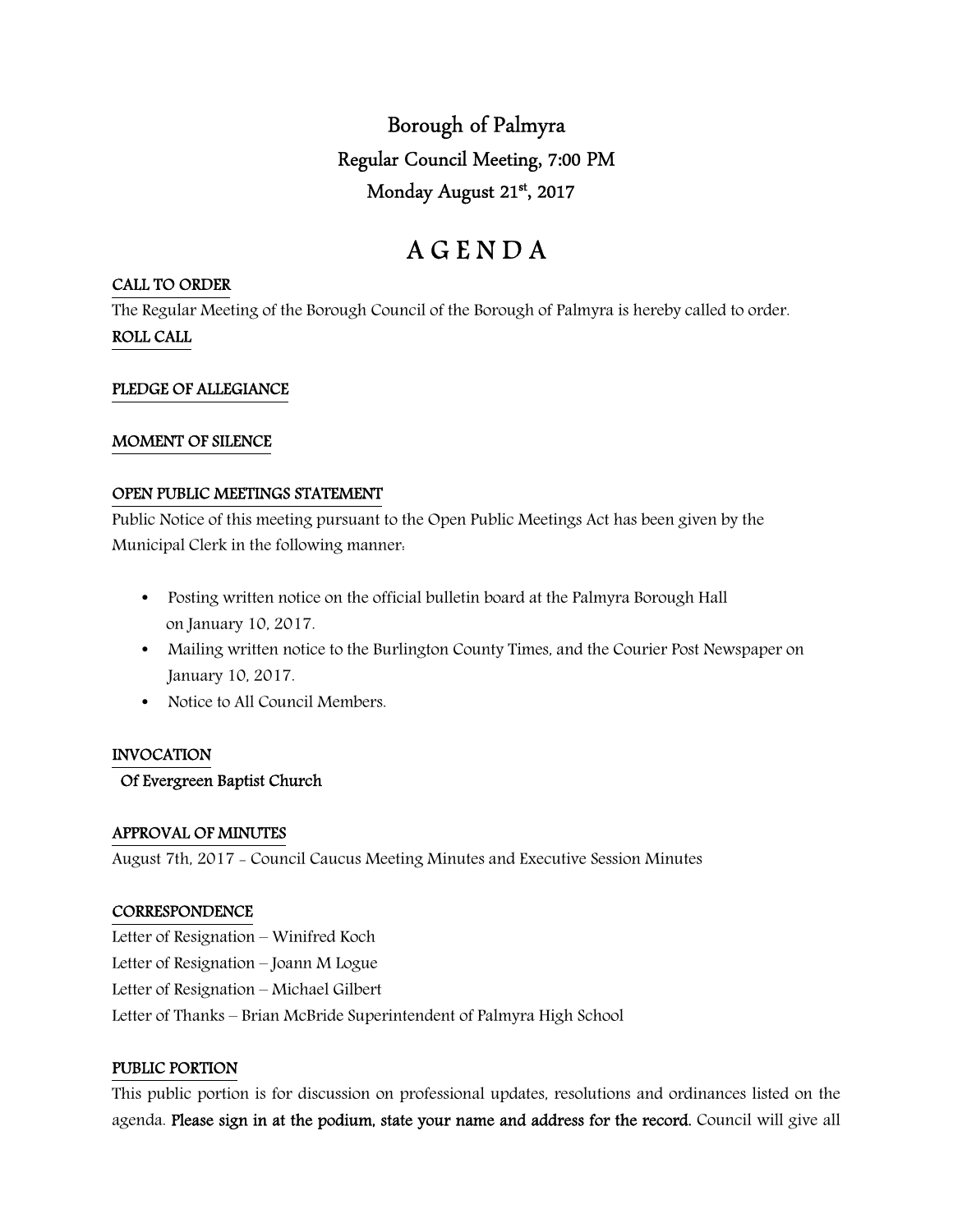# Borough of Palmyra

## Regular Council Meeting, 7:00 PM

## Monday August 21st, 2017

# A G E N D A

**CALL TO ORDER**

The Regular Meeting of the Borough Council of the Borough of Palmyra is hereby called to order.

**ROLL CALL**

**PLEDGE OF ALLEGIANCE**

**MOMENT OF SILENCE**

**OPEN PUBLIC MEETINGS STATEMENT**

Public Notice of this meeting pursuant to the Open Public Meetings Act has been given by the Municipal Clerk in the following manner:

- Posting written notice on the official bulletin board at the Palmyra Borough Hall on January 10, 2017.
- Mailing written notice to the Burlington County Times, and the Courier Post Newspaper on January 10, 2017.
- Notice to All Council Members.

**INVOCATION**

Of Evergreen Baptist Church

**APPROVAL OF MINUTES**

August 7th, 2017 - Council Caucus Meeting Minutes and Executive Session Minutes

**CORRESPONDENCE**

Letter of Resignation – Winifred Koch

Letter of Resignation – Joann M Logue

Letter of Resignation – Michael Gilbert

Letter of Thanks – Brian McBride Superintendent of Palmyra High School

**PUBLIC PORTION**

This public portion is for discussion on professional updates, resolutions and ordinances listed on the agenda. **Please sign in at the podium, state your name and address for the record.** Council will give all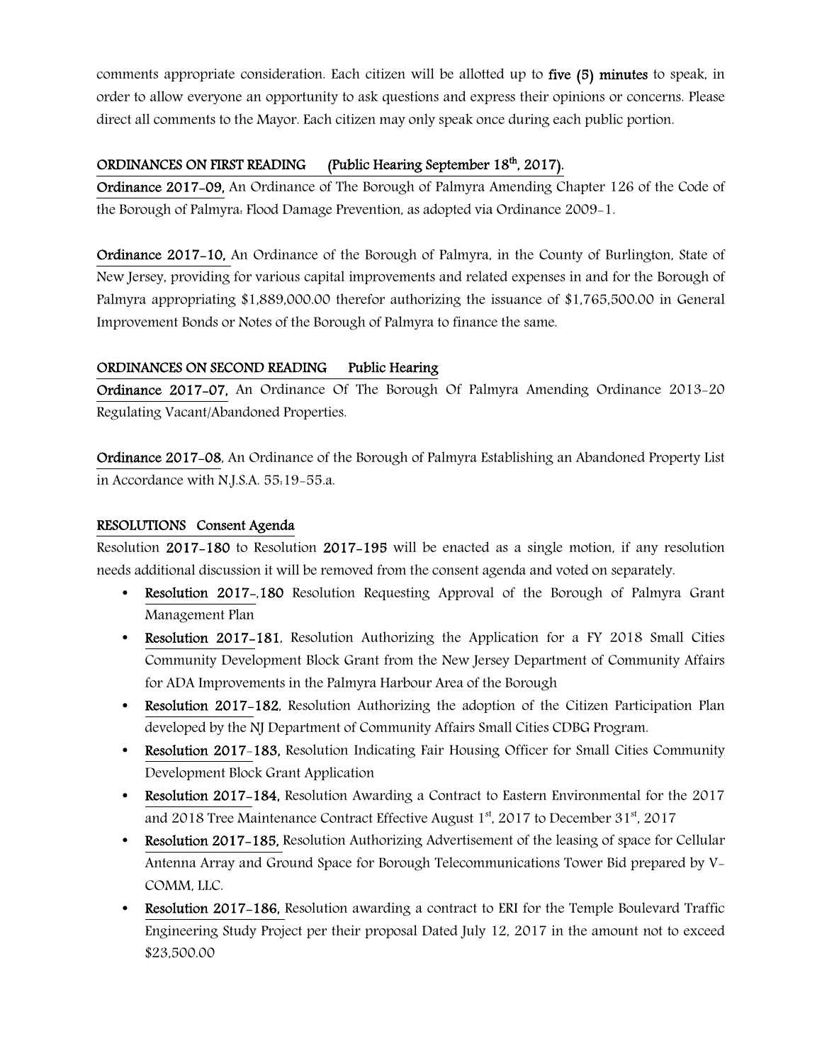comments appropriate consideration. Each citizen will be allotted up to **five (5) minutes** to speak, in order to allow everyone an opportunity to ask questions and express their opinions or concerns. Please direct all comments to the Mayor. Each citizen may only speak once during each public portion.

**ORDINANCES ON FIRST READING (Public Hearing September 18th, 2017).**

**Ordinance 2017-09,** An Ordinance of The Borough of Palmyra Amending Chapter 126 of the Code of the Borough of Palmyra: Flood Damage Prevention, as adopted via Ordinance 2009-1.

**Ordinance 2017-10,** An Ordinance of the Borough of Palmyra, in the County of Burlington, State of New Jersey, providing for various capital improvements and related expenses in and for the Borough of Palmyra appropriating $1,889,000.00 therefor authorizing the issuance of $1,765,500.00 in General Improvement Bonds or Notes of the Borough of Palmyra to finance the same.

**ORDINANCES ON SECOND READING Public Hearing**

**Ordinance 2017-07,** An Ordinance Of The Borough Of Palmyra Amending Ordinance 2013-20 Regulating Vacant/Abandoned Properties.

**Ordinance 2017-08**, An Ordinance of the Borough of Palmyra Establishing an Abandoned Property List in Accordance with N.J.S.A. 55:19-55.a.

**RESOLUTIONS Consent Agenda**

Resolution **2017-180** to Resolution **2017-195** will be enacted as a single motion, if any resolution needs additional discussion it will be removed from the consent agenda and voted on separately.

- **Resolution 2017-,180** Resolution Requesting Approval of the Borough of Palmyra Grant Management Plan
- **Resolution 2017-181**, Resolution Authorizing the Application for a FY 2018 Small Cities Community Development Block Grant from the New Jersey Department of Community Affairs for ADA Improvements in the Palmyra Harbour Area of the Borough
- **Resolution 2017-182**, Resolution Authorizing the adoption of the Citizen Participation Plan developed by the NJ Department of Community Affairs Small Cities CDBG Program.
- **Resolution 2017-183,** Resolution Indicating Fair Housing Officer for Small Cities Community Development Block Grant Application
- **Resolution 2017-184,** Resolution Awarding a Contract to Eastern Environmental for the 2017 and 2018 Tree Maintenance Contract Effective August 1st, 2017 to December 31st, 2017
- **Resolution 2017-185,** Resolution Authorizing Advertisement of the leasing of space for Cellular Antenna Array and Ground Space for Borough Telecommunications Tower Bid prepared by V-COMM, LLC.
- **Resolution 2017-186,** Resolution awarding a contract to ERI for the Temple Boulevard Traffic Engineering Study Project per their proposal Dated July 12, 2017 in the amount not to exceed $23,500.00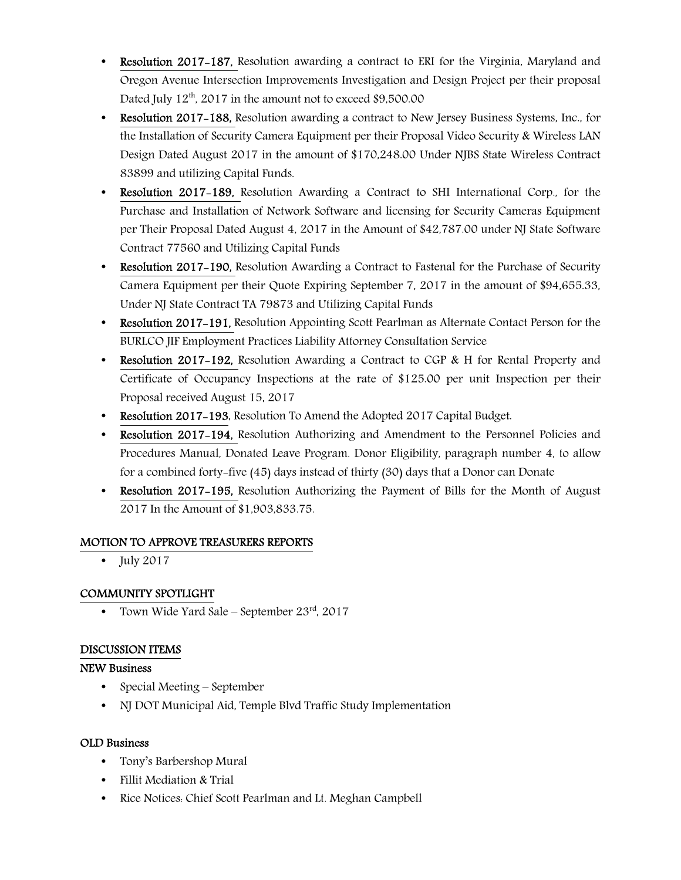- **Resolution 2017-187,** Resolution awarding a contract to ERI for the Virginia, Maryland and Oregon Avenue Intersection Improvements Investigation and Design Project per their proposal Dated July 12th, 2017 in the amount not to exceed $9,500.00
- **Resolution 2017-188,** Resolution awarding a contract to New Jersey Business Systems, Inc., for the Installation of Security Camera Equipment per their Proposal Video Security & Wireless LAN Design Dated August 2017 in the amount of $170,248.00 Under NJBS State Wireless Contract 83899 and utilizing Capital Funds.
- **Resolution 2017-189,** Resolution Awarding a Contract to SHI International Corp., for the Purchase and Installation of Network Software and licensing for Security Cameras Equipment per Their Proposal Dated August 4, 2017 in the Amount of $42,787.00 under NJ State Software Contract 77560 and Utilizing Capital Funds
- **Resolution 2017-190,** Resolution Awarding a Contract to Fastenal for the Purchase of Security Camera Equipment per their Quote Expiring September 7, 2017 in the amount of $94,655.33, Under NJ State Contract TA 79873 and Utilizing Capital Funds
- **Resolution 2017-191,** Resolution Appointing Scott Pearlman as Alternate Contact Person for the BURLCO JIF Employment Practices Liability Attorney Consultation Service
- **Resolution 2017-192,** Resolution Awarding a Contract to CGP & H for Rental Property and Certificate of Occupancy Inspections at the rate of $125.00 per unit Inspection per their Proposal received August 15, 2017
- **Resolution 2017-193**, Resolution To Amend the Adopted 2017 Capital Budget.
- **Resolution 2017-194,** Resolution Authorizing and Amendment to the Personnel Policies and Procedures Manual, Donated Leave Program. Donor Eligibility, paragraph number 4, to allow for a combined forty-five (45) days instead of thirty (30) days that a Donor can Donate
- **Resolution 2017-195,** Resolution Authorizing the Payment of Bills for the Month of August 2017 In the Amount of $1,903,833.75.

## MOTION TO APPROVE TREASURERS REPORTS

- July 2017

## COMMUNITY SPOTLIGHT

- Town Wide Yard Sale – September 23rd, 2017

## DISCUSSION ITEMS

### NEW Business

- Special Meeting – September
- NJ DOT Municipal Aid, Temple Blvd Traffic Study Implementation

### OLD Business

- Tony's Barbershop Mural
- Fillit Mediation & Trial
- Rice Notices: Chief Scott Pearlman and Lt. Meghan Campbell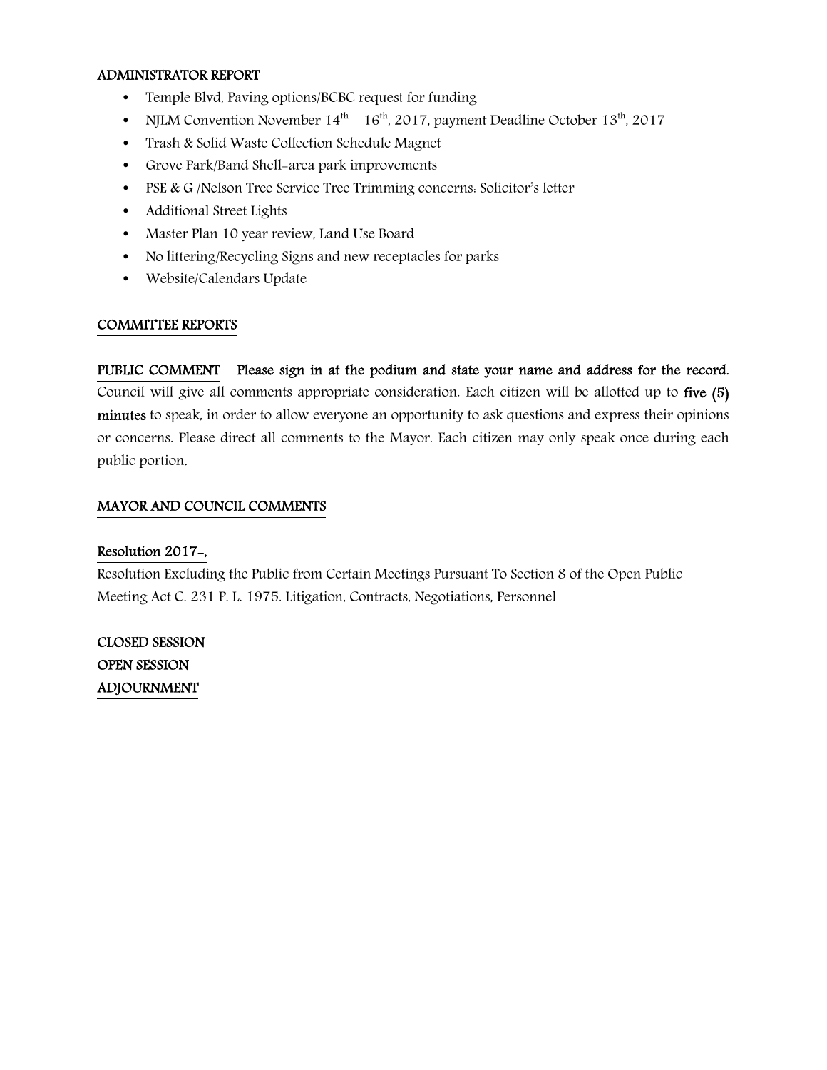## ADMINISTRATOR REPORT

- Temple Blvd, Paving options/BCBC request for funding
- NJLM Convention November 14th – 16th, 2017, payment Deadline October 13th, 2017
- Trash & Solid Waste Collection Schedule Magnet
- Grove Park/Band Shell-area park improvements
- PSE & G /Nelson Tree Service Tree Trimming concerns: Solicitor's letter
- Additional Street Lights
- Master Plan 10 year review, Land Use Board
- No littering/Recycling Signs and new receptacles for parks
- Website/Calendars Update

## COMMITTEE REPORTS

**PUBLIC COMMENT** **Please sign in at the podium and state your name and address for the record.** Council will give all comments appropriate consideration. Each citizen will be allotted up to **five (5) minutes** to speak, in order to allow everyone an opportunity to ask questions and express their opinions or concerns. Please direct all comments to the Mayor. Each citizen may only speak once during each public portion.

## MAYOR AND COUNCIL COMMENTS

**Resolution 2017-,**
Resolution Excluding the Public from Certain Meetings Pursuant To Section 8 of the Open Public Meeting Act C. 231 P. L. 1975. Litigation, Contracts, Negotiations, Personnel

## CLOSED SESSION

## OPEN SESSION

## ADJOURNMENT